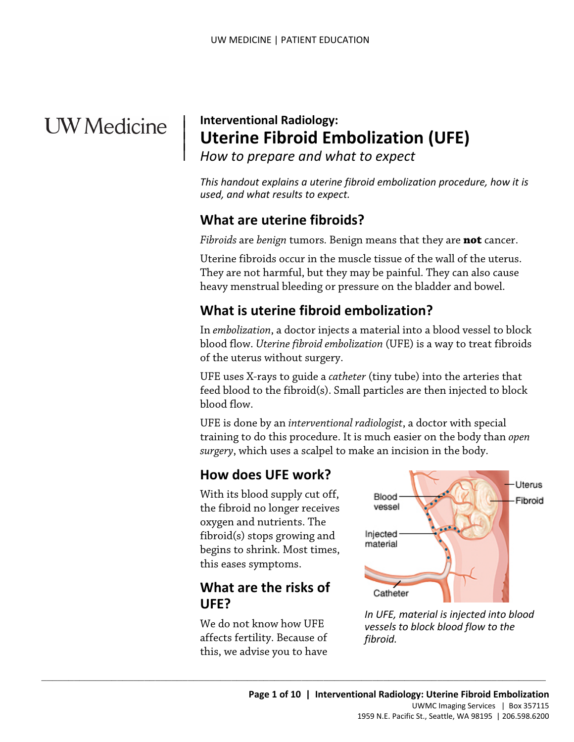UW Medicine

**Interventional Radiology:**

# Uterine Fibroid Embolization (UFE)

*How to prepare and what to expect*

*This handout explains a uterine fibroid embolization procedure, how it is used, and what results to expect.*

## What are uterine fibroids?

*Fibroids* are *benign* tumors. Benign means that they are **not** cancer.

Uterine fibroids occur in the muscle tissue of the wall of the uterus. They are not harmful, but they may be painful. They can also cause heavy menstrual bleeding or pressure on the bladder and bowel.

## What is uterine fibroid embolization?

In *embolization*, a doctor injects a material into a blood vessel to block blood flow. *Uterine fibroid embolization* (UFE) is a way to treat fibroids of the uterus without surgery.

UFE uses X-rays to guide a *catheter* (tiny tube) into the arteries that feed blood to the fibroid(s). Small particles are then injected to block blood flow.

UFE is done by an *interventional radiologist*, a doctor with special training to do this procedure. It is much easier on the body than *open surgery*, which uses a scalpel to make an incision in the body.

## How does UFE work?

With its blood supply cut off, the fibroid no longer receives oxygen and nutrients. The fibroid(s) stops growing and begins to shrink. Most times, this eases symptoms.

*In UFE, material is injected into blood vessels to block blood flow to the fibroid.*

## What are the risks of UFE?

We do not know how UFE affects fertility. Because of this, we advise you to have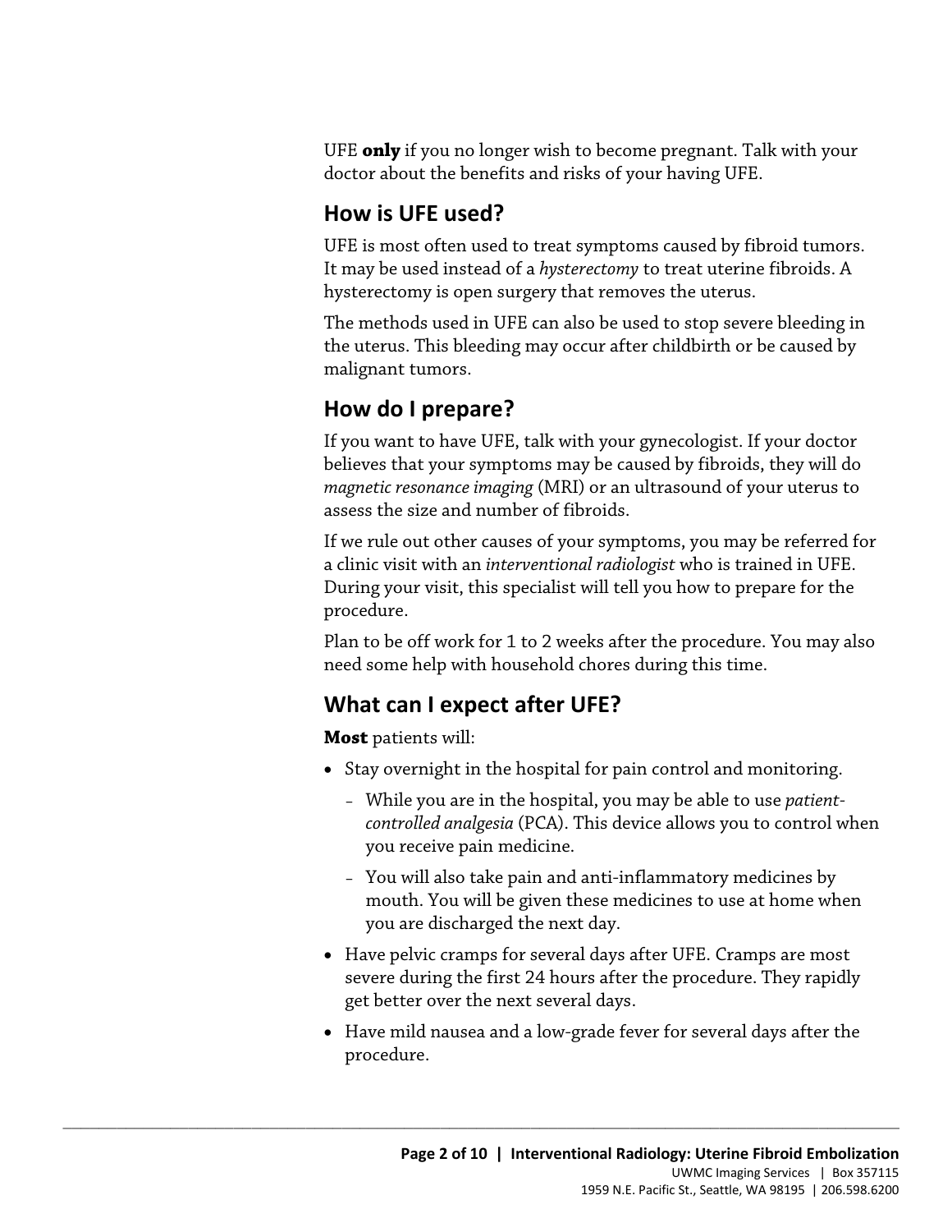UFE **only** if you no longer wish to become pregnant. Talk with your doctor about the benefits and risks of your having UFE.

## How is UFE used?

UFE is most often used to treat symptoms caused by fibroid tumors. It may be used instead of a *hysterectomy* to treat uterine fibroids. A hysterectomy is open surgery that removes the uterus.

The methods used in UFE can also be used to stop severe bleeding in the uterus. This bleeding may occur after childbirth or be caused by malignant tumors.

## How do I prepare?

If you want to have UFE, talk with your gynecologist. If your doctor believes that your symptoms may be caused by fibroids, they will do *magnetic resonance imaging* (MRI) or an ultrasound of your uterus to assess the size and number of fibroids.

If we rule out other causes of your symptoms, you may be referred for a clinic visit with an *interventional radiologist* who is trained in UFE. During your visit, this specialist will tell you how to prepare for the procedure.

Plan to be off work for 1 to 2 weeks after the procedure. You may also need some help with household chores during this time.

## What can I expect after UFE?

**Most** patients will:

- Stay overnight in the hospital for pain control and monitoring.
  - While you are in the hospital, you may be able to use *patient-controlled analgesia* (PCA). This device allows you to control when you receive pain medicine.
  - You will also take pain and anti-inflammatory medicines by mouth. You will be given these medicines to use at home when you are discharged the next day.
- Have pelvic cramps for several days after UFE. Cramps are most severe during the first 24 hours after the procedure. They rapidly get better over the next several days.
- Have mild nausea and a low-grade fever for several days after the procedure.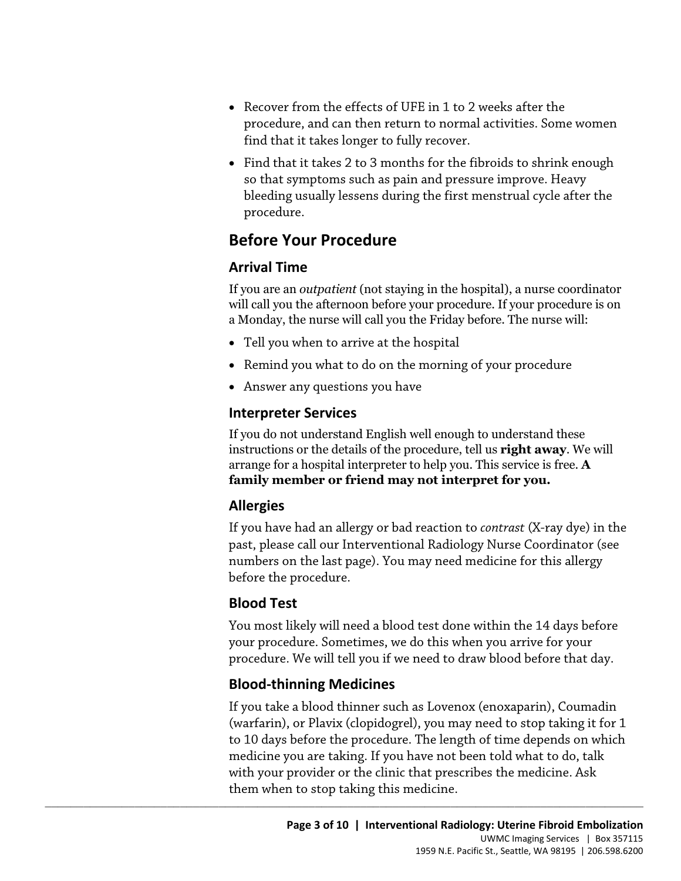- Recover from the effects of UFE in 1 to 2 weeks after the procedure, and can then return to normal activities. Some women find that it takes longer to fully recover.
- Find that it takes 2 to 3 months for the fibroids to shrink enough so that symptoms such as pain and pressure improve. Heavy bleeding usually lessens during the first menstrual cycle after the procedure.

## Before Your Procedure

### Arrival Time

If you are an *outpatient* (not staying in the hospital), a nurse coordinator will call you the afternoon before your procedure. If your procedure is on a Monday, the nurse will call you the Friday before. The nurse will:

- Tell you when to arrive at the hospital
- Remind you what to do on the morning of your procedure
- Answer any questions you have

### Interpreter Services

If you do not understand English well enough to understand these instructions or the details of the procedure, tell us **right away**. We will arrange for a hospital interpreter to help you. This service is free. **A family member or friend may not interpret for you.**

### Allergies

If you have had an allergy or bad reaction to *contrast* (X-ray dye) in the past, please call our Interventional Radiology Nurse Coordinator (see numbers on the last page). You may need medicine for this allergy before the procedure.

### Blood Test

You most likely will need a blood test done within the 14 days before your procedure. Sometimes, we do this when you arrive for your procedure. We will tell you if we need to draw blood before that day.

### Blood-thinning Medicines

If you take a blood thinner such as Lovenox (enoxaparin), Coumadin (warfarin), or Plavix (clopidogrel), you may need to stop taking it for 1 to 10 days before the procedure. The length of time depends on which medicine you are taking. If you have not been told what to do, talk with your provider or the clinic that prescribes the medicine. Ask them when to stop taking this medicine.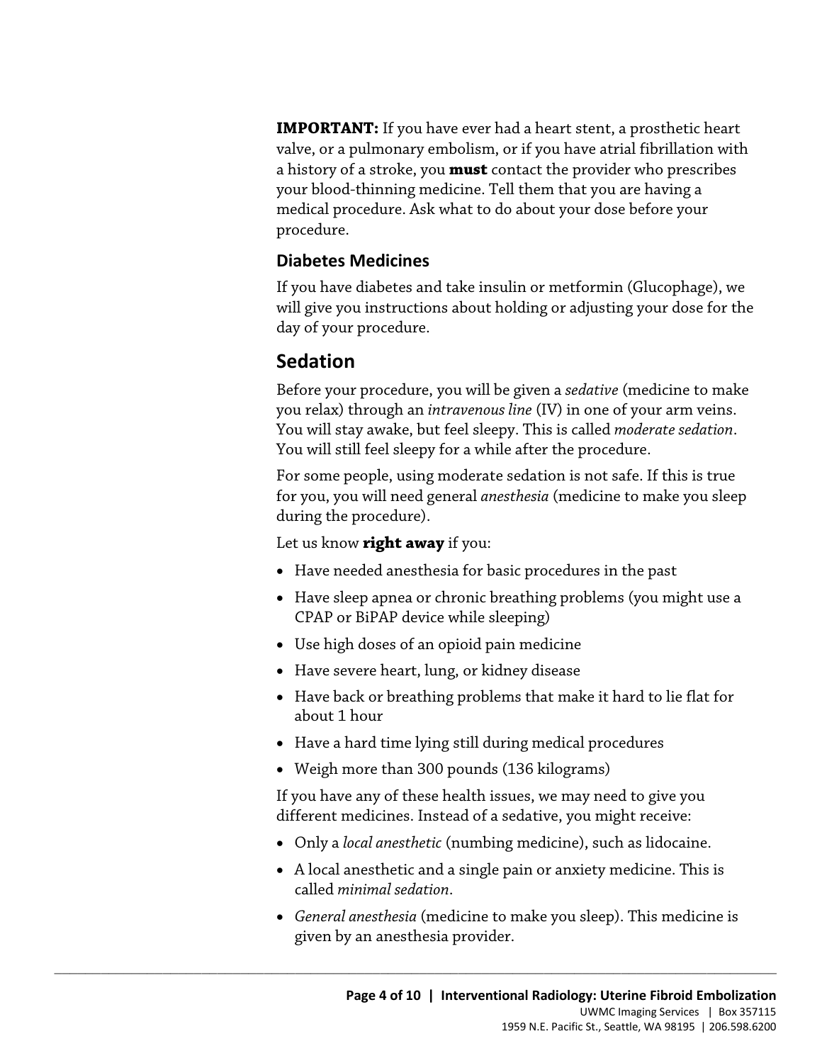**IMPORTANT:** If you have ever had a heart stent, a prosthetic heart valve, or a pulmonary embolism, or if you have atrial fibrillation with a history of a stroke, you **must** contact the provider who prescribes your blood-thinning medicine. Tell them that you are having a medical procedure. Ask what to do about your dose before your procedure.

### Diabetes Medicines

If you have diabetes and take insulin or metformin (Glucophage), we will give you instructions about holding or adjusting your dose for the day of your procedure.

## Sedation

Before your procedure, you will be given a *sedative* (medicine to make you relax) through an *intravenous line* (IV) in one of your arm veins. You will stay awake, but feel sleepy. This is called *moderate sedation*. You will still feel sleepy for a while after the procedure.

For some people, using moderate sedation is not safe. If this is true for you, you will need general *anesthesia* (medicine to make you sleep during the procedure).

Let us know **right away** if you:

- Have needed anesthesia for basic procedures in the past
- Have sleep apnea or chronic breathing problems (you might use a CPAP or BiPAP device while sleeping)
- Use high doses of an opioid pain medicine
- Have severe heart, lung, or kidney disease
- Have back or breathing problems that make it hard to lie flat for about 1 hour
- Have a hard time lying still during medical procedures
- Weigh more than 300 pounds (136 kilograms)

If you have any of these health issues, we may need to give you different medicines. Instead of a sedative, you might receive:

- Only a *local anesthetic* (numbing medicine), such as lidocaine.
- A local anesthetic and a single pain or anxiety medicine. This is called *minimal sedation*.
- *General anesthesia* (medicine to make you sleep). This medicine is given by an anesthesia provider.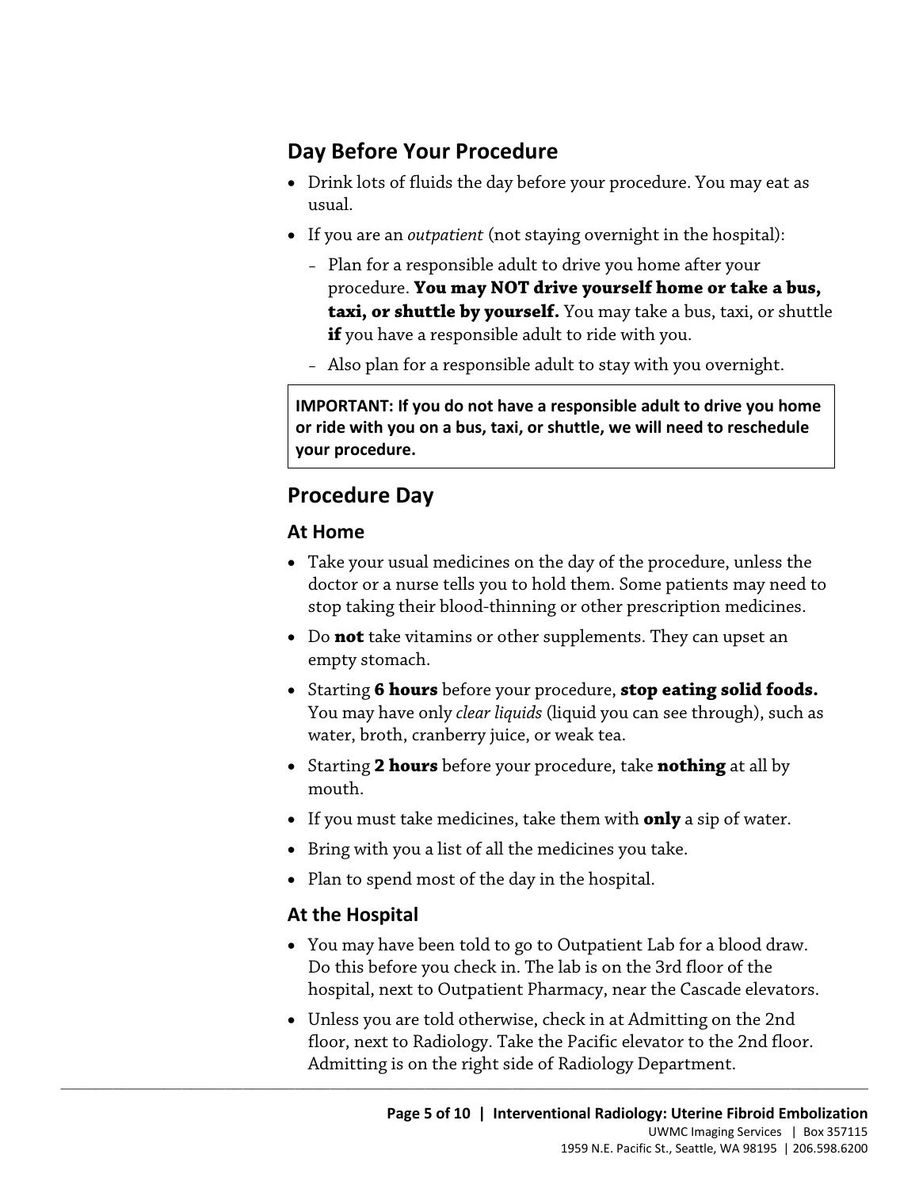## Day Before Your Procedure

- Drink lots of fluids the day before your procedure. You may eat as usual.
- If you are an *outpatient* (not staying overnight in the hospital):
  - Plan for a responsible adult to drive you home after your procedure. **You may NOT drive yourself home or take a bus, taxi, or shuttle by yourself.** You may take a bus, taxi, or shuttle **if** you have a responsible adult to ride with you.
  - Also plan for a responsible adult to stay with you overnight.

> **IMPORTANT: If you do not have a responsible adult to drive you home or ride with you on a bus, taxi, or shuttle, we will need to reschedule your procedure.**

## Procedure Day

### At Home

- Take your usual medicines on the day of the procedure, unless the doctor or a nurse tells you to hold them. Some patients may need to stop taking their blood-thinning or other prescription medicines.
- Do **not** take vitamins or other supplements. They can upset an empty stomach.
- Starting **6 hours** before your procedure, **stop eating solid foods.** You may have only *clear liquids* (liquid you can see through), such as water, broth, cranberry juice, or weak tea.
- Starting **2 hours** before your procedure, take **nothing** at all by mouth.
- If you must take medicines, take them with **only** a sip of water.
- Bring with you a list of all the medicines you take.
- Plan to spend most of the day in the hospital.

### At the Hospital

- You may have been told to go to Outpatient Lab for a blood draw. Do this before you check in. The lab is on the 3rd floor of the hospital, next to Outpatient Pharmacy, near the Cascade elevators.
- Unless you are told otherwise, check in at Admitting on the 2nd floor, next to Radiology. Take the Pacific elevator to the 2nd floor. Admitting is on the right side of Radiology Department.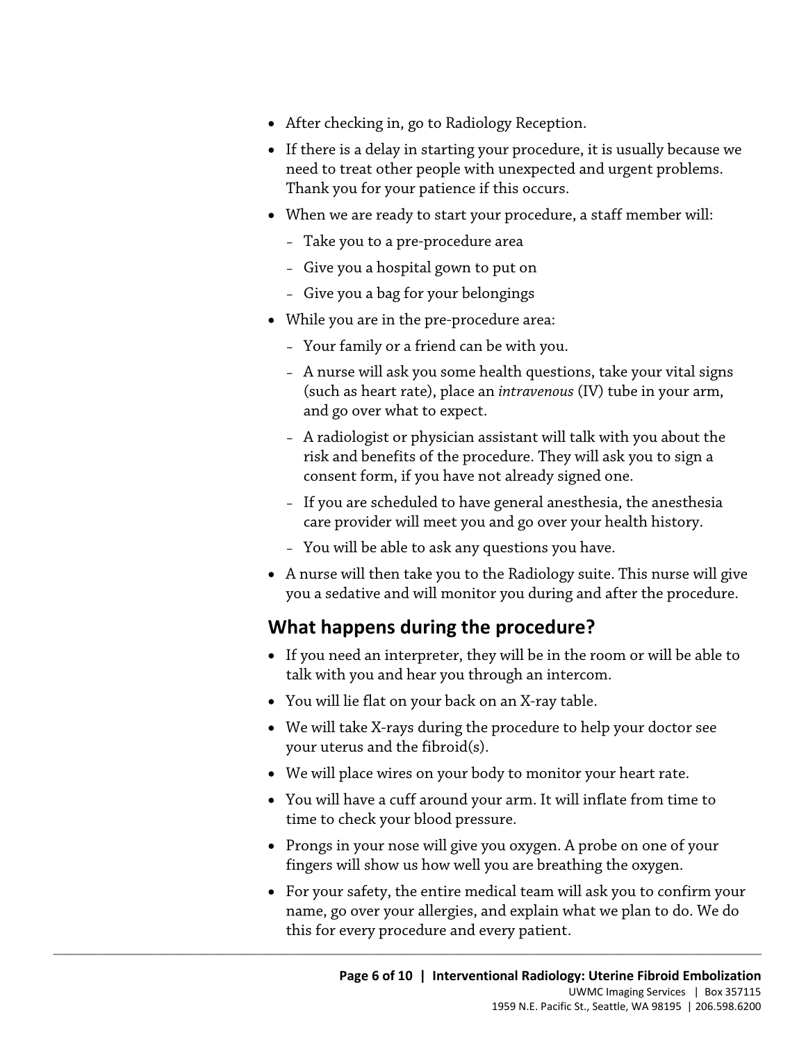- After checking in, go to Radiology Reception.
- If there is a delay in starting your procedure, it is usually because we need to treat other people with unexpected and urgent problems. Thank you for your patience if this occurs.
- When we are ready to start your procedure, a staff member will:
  - Take you to a pre-procedure area
  - Give you a hospital gown to put on
  - Give you a bag for your belongings
- While you are in the pre-procedure area:
  - Your family or a friend can be with you.
  - A nurse will ask you some health questions, take your vital signs (such as heart rate), place an *intravenous* (IV) tube in your arm, and go over what to expect.
  - A radiologist or physician assistant will talk with you about the risk and benefits of the procedure. They will ask you to sign a consent form, if you have not already signed one.
  - If you are scheduled to have general anesthesia, the anesthesia care provider will meet you and go over your health history.
  - You will be able to ask any questions you have.
- A nurse will then take you to the Radiology suite. This nurse will give you a sedative and will monitor you during and after the procedure.

## What happens during the procedure?

- If you need an interpreter, they will be in the room or will be able to talk with you and hear you through an intercom.
- You will lie flat on your back on an X-ray table.
- We will take X-rays during the procedure to help your doctor see your uterus and the fibroid(s).
- We will place wires on your body to monitor your heart rate.
- You will have a cuff around your arm. It will inflate from time to time to check your blood pressure.
- Prongs in your nose will give you oxygen. A probe on one of your fingers will show us how well you are breathing the oxygen.
- For your safety, the entire medical team will ask you to confirm your name, go over your allergies, and explain what we plan to do. We do this for every procedure and every patient.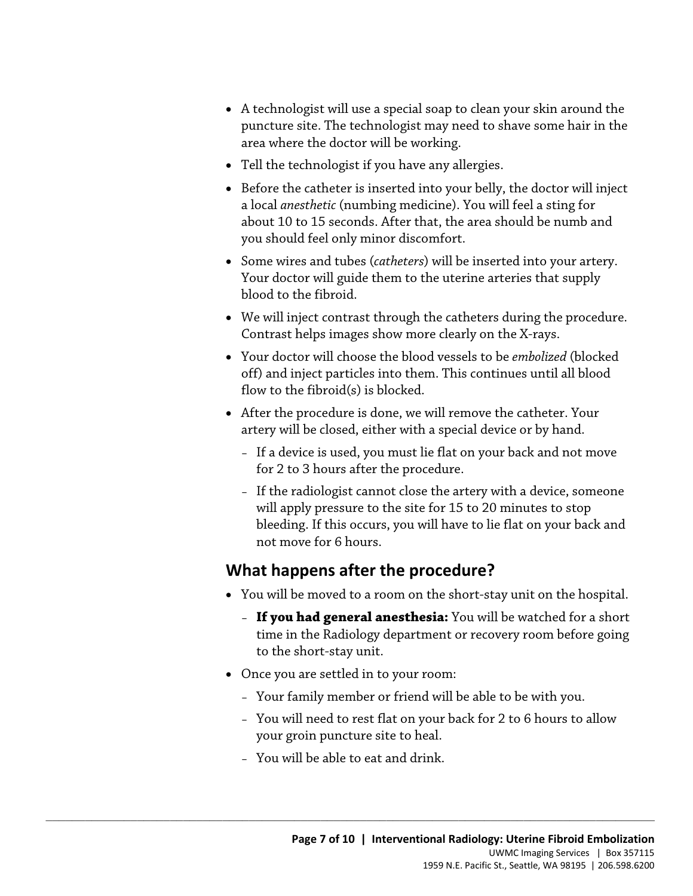- A technologist will use a special soap to clean your skin around the puncture site. The technologist may need to shave some hair in the area where the doctor will be working.
- Tell the technologist if you have any allergies.
- Before the catheter is inserted into your belly, the doctor will inject a local *anesthetic* (numbing medicine). You will feel a sting for about 10 to 15 seconds. After that, the area should be numb and you should feel only minor discomfort.
- Some wires and tubes (*catheters*) will be inserted into your artery. Your doctor will guide them to the uterine arteries that supply blood to the fibroid.
- We will inject contrast through the catheters during the procedure. Contrast helps images show more clearly on the X-rays.
- Your doctor will choose the blood vessels to be *embolized* (blocked off) and inject particles into them. This continues until all blood flow to the fibroid(s) is blocked.
- After the procedure is done, we will remove the catheter. Your artery will be closed, either with a special device or by hand.
  - If a device is used, you must lie flat on your back and not move for 2 to 3 hours after the procedure.
  - If the radiologist cannot close the artery with a device, someone will apply pressure to the site for 15 to 20 minutes to stop bleeding. If this occurs, you will have to lie flat on your back and not move for 6 hours.

## What happens after the procedure?

- You will be moved to a room on the short-stay unit on the hospital.
  - **If you had general anesthesia:** You will be watched for a short time in the Radiology department or recovery room before going to the short-stay unit.
- Once you are settled in to your room:
  - Your family member or friend will be able to be with you.
  - You will need to rest flat on your back for 2 to 6 hours to allow your groin puncture site to heal.
  - You will be able to eat and drink.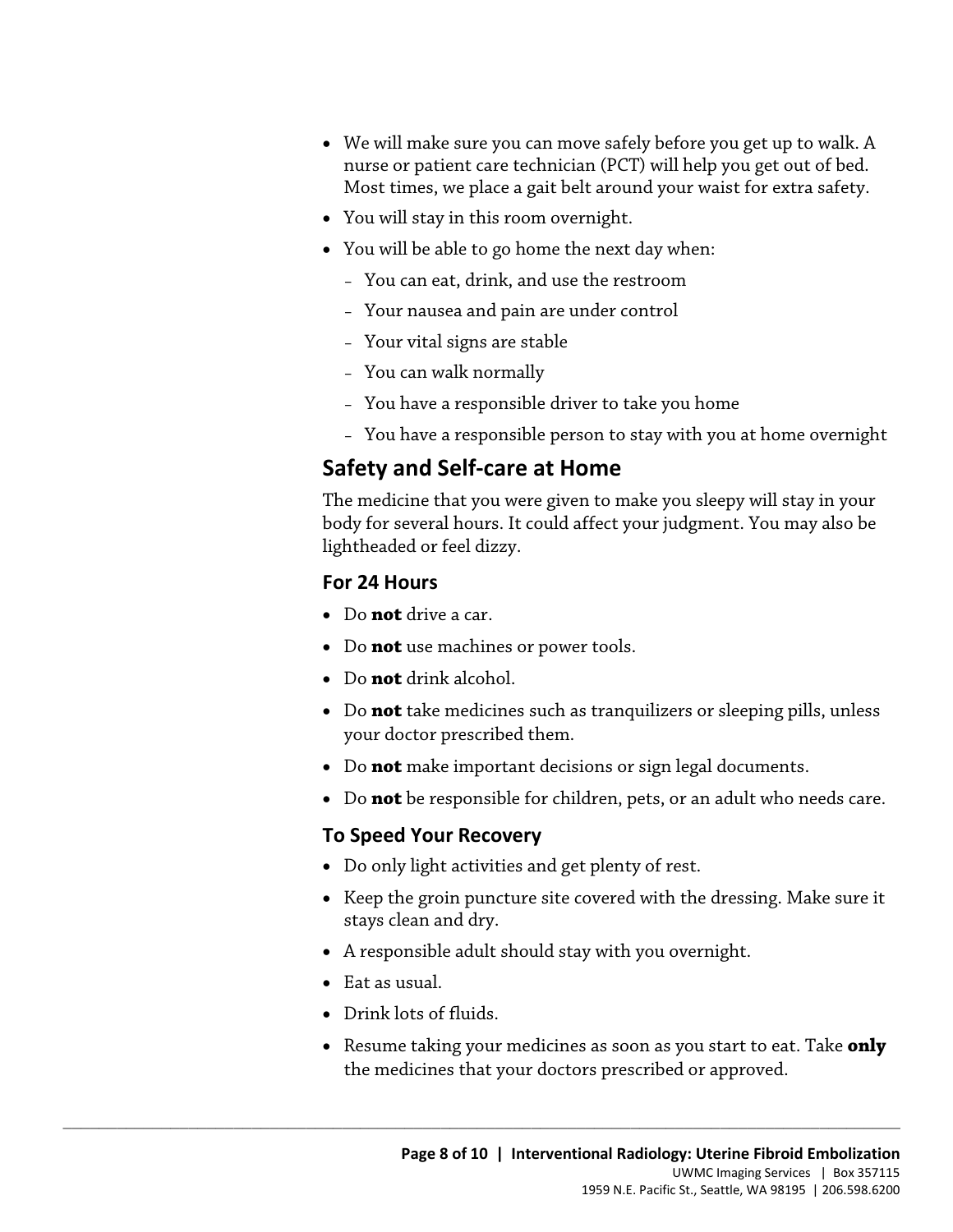- We will make sure you can move safely before you get up to walk. A nurse or patient care technician (PCT) will help you get out of bed. Most times, we place a gait belt around your waist for extra safety.
- You will stay in this room overnight.
- You will be able to go home the next day when:
  - You can eat, drink, and use the restroom
  - Your nausea and pain are under control
  - Your vital signs are stable
  - You can walk normally
  - You have a responsible driver to take you home
  - You have a responsible person to stay with you at home overnight

## Safety and Self-care at Home

The medicine that you were given to make you sleepy will stay in your body for several hours. It could affect your judgment. You may also be lightheaded or feel dizzy.

### For 24 Hours

- Do **not** drive a car.
- Do **not** use machines or power tools.
- Do **not** drink alcohol.
- Do **not** take medicines such as tranquilizers or sleeping pills, unless your doctor prescribed them.
- Do **not** make important decisions or sign legal documents.
- Do **not** be responsible for children, pets, or an adult who needs care.

### To Speed Your Recovery

- Do only light activities and get plenty of rest.
- Keep the groin puncture site covered with the dressing. Make sure it stays clean and dry.
- A responsible adult should stay with you overnight.
- Eat as usual.
- Drink lots of fluids.
- Resume taking your medicines as soon as you start to eat. Take **only** the medicines that your doctors prescribed or approved.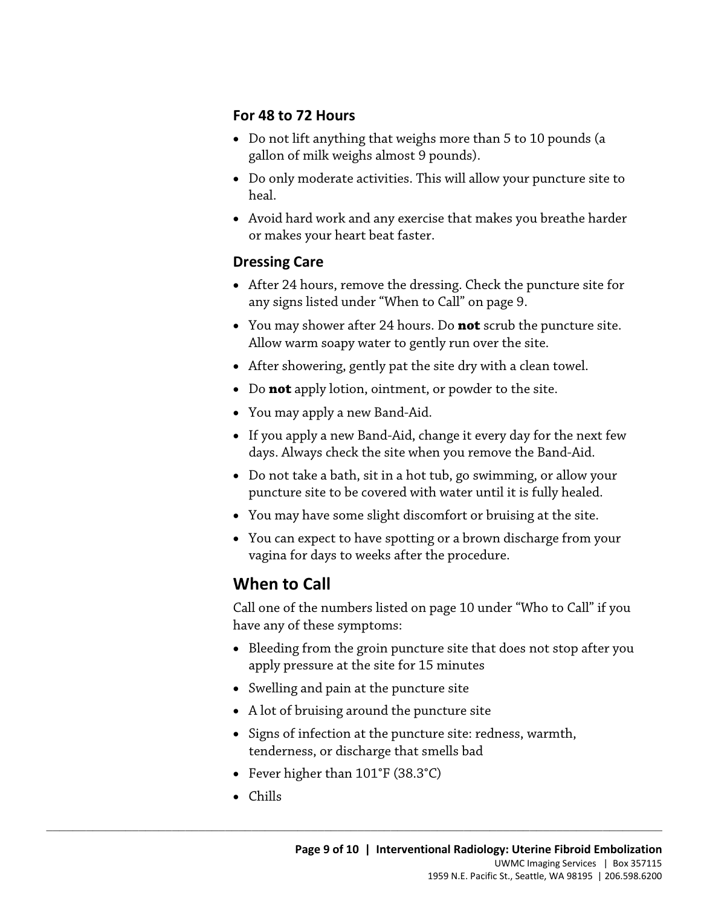### For 48 to 72 Hours

- Do not lift anything that weighs more than 5 to 10 pounds (a gallon of milk weighs almost 9 pounds).
- Do only moderate activities. This will allow your puncture site to heal.
- Avoid hard work and any exercise that makes you breathe harder or makes your heart beat faster.

### Dressing Care

- After 24 hours, remove the dressing. Check the puncture site for any signs listed under "When to Call" on page 9.
- You may shower after 24 hours. Do **not** scrub the puncture site. Allow warm soapy water to gently run over the site.
- After showering, gently pat the site dry with a clean towel.
- Do **not** apply lotion, ointment, or powder to the site.
- You may apply a new Band-Aid.
- If you apply a new Band-Aid, change it every day for the next few days. Always check the site when you remove the Band-Aid.
- Do not take a bath, sit in a hot tub, go swimming, or allow your puncture site to be covered with water until it is fully healed.
- You may have some slight discomfort or bruising at the site.
- You can expect to have spotting or a brown discharge from your vagina for days to weeks after the procedure.

## When to Call

Call one of the numbers listed on page 10 under "Who to Call" if you have any of these symptoms:

- Bleeding from the groin puncture site that does not stop after you apply pressure at the site for 15 minutes
- Swelling and pain at the puncture site
- A lot of bruising around the puncture site
- Signs of infection at the puncture site: redness, warmth, tenderness, or discharge that smells bad
- Fever higher than 101°F (38.3°C)
- Chills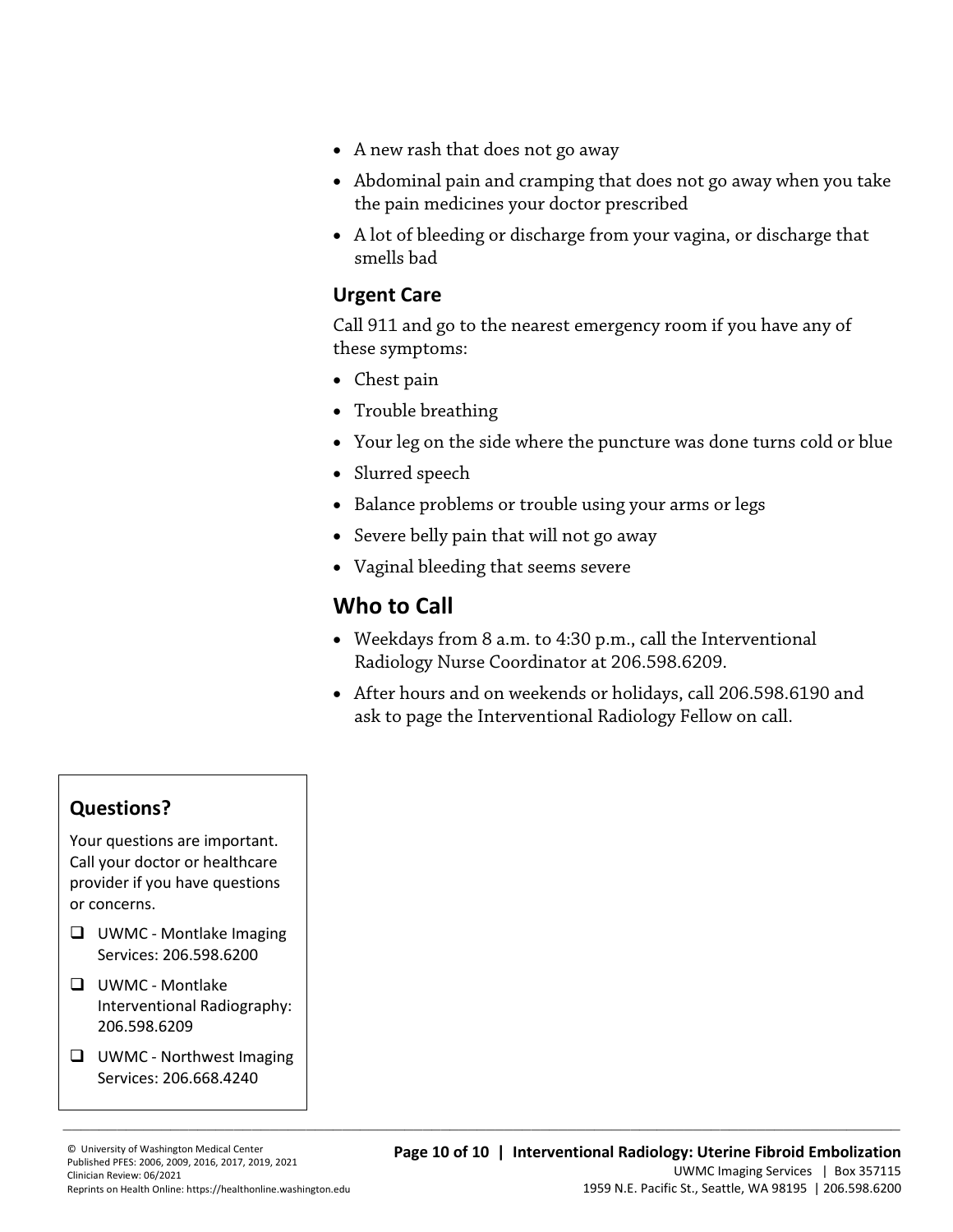- A new rash that does not go away
- Abdominal pain and cramping that does not go away when you take the pain medicines your doctor prescribed
- A lot of bleeding or discharge from your vagina, or discharge that smells bad

### Urgent Care

Call 911 and go to the nearest emergency room if you have any of these symptoms:

- Chest pain
- Trouble breathing
- Your leg on the side where the puncture was done turns cold or blue
- Slurred speech
- Balance problems or trouble using your arms or legs
- Severe belly pain that will not go away
- Vaginal bleeding that seems severe

## Who to Call

- Weekdays from 8 a.m. to 4:30 p.m., call the Interventional Radiology Nurse Coordinator at 206.598.6209.
- After hours and on weekends or holidays, call 206.598.6190 and ask to page the Interventional Radiology Fellow on call.

### Questions?

Your questions are important. Call your doctor or healthcare provider if you have questions or concerns.

- ❑ UWMC - Montlake Imaging Services: 206.598.6200
- ❑ UWMC - Montlake Interventional Radiography: 206.598.6209
- ❑ UWMC - Northwest Imaging Services: 206.668.4240

© University of Washington Medical Center
Published PFES: 2006, 2009, 2016, 2017, 2019, 2021
Clinician Review: 06/2021
Reprints on Health Online: https://healthonline.washington.edu

UWMC Imaging Services | Box 357115
1959 N.E. Pacific St., Seattle, WA 98195 | 206.598.6200